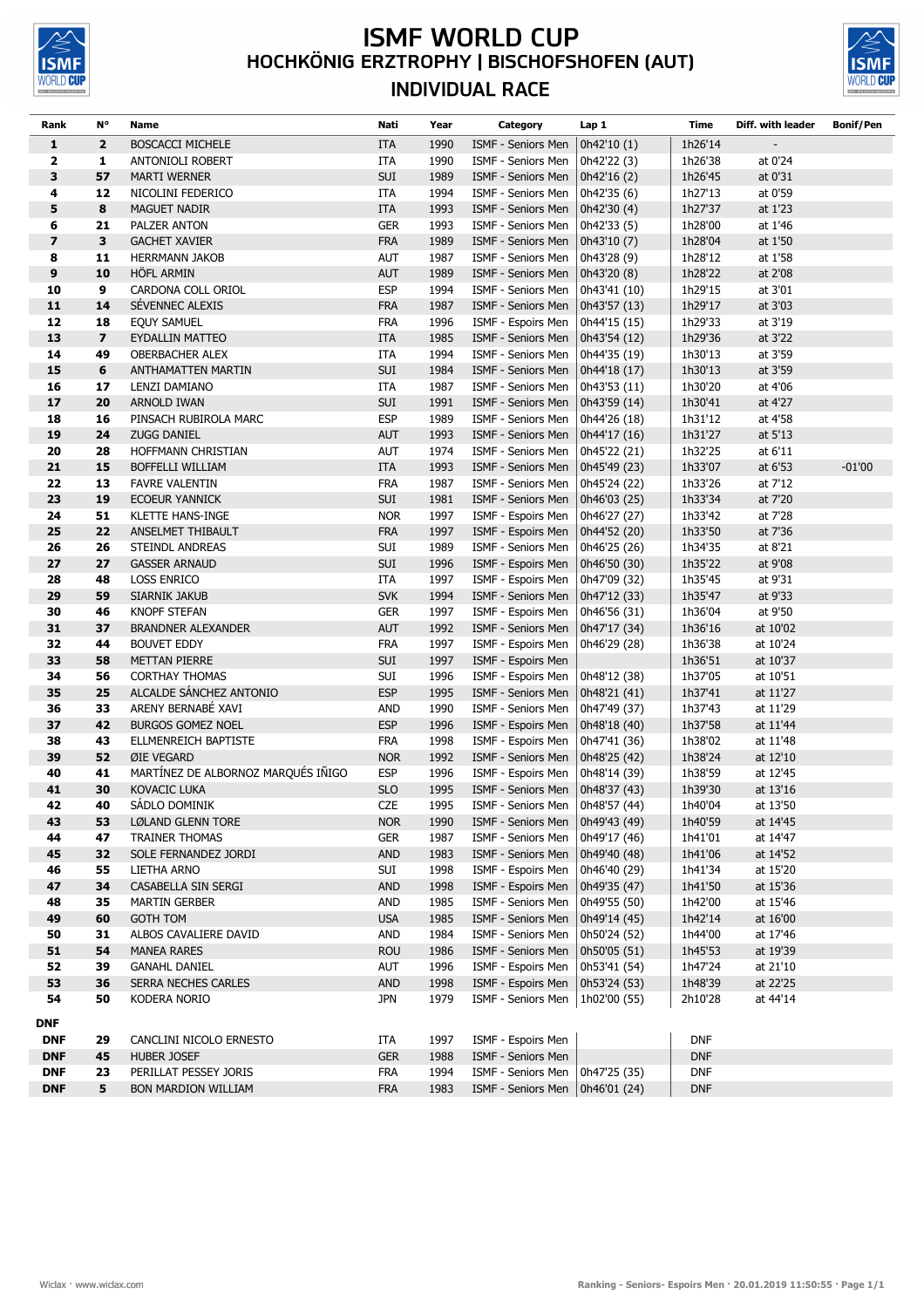# ISMF WORLD CUP
## HOCHKÖNIG ERZTROPHY | BISCHOFSHOFEN (AUT)
## INDIVIDUAL RACE

| Rank | N° | Name | Nati | Year | Category | Lap 1 | Time | Diff. with leader | Bonif/Pen |
|---|---|---|---|---|---|---|---|---|---|
| 1 | 2 | BOSCACCI MICHELE | ITA | 1990 | ISMF - Seniors Men | 0h42'10 (1) | 1h26'14 | - | |
| 2 | 1 | ANTONIOLI ROBERT | ITA | 1990 | ISMF - Seniors Men | 0h42'22 (3) | 1h26'38 | at 0'24 | |
| 3 | 57 | MARTI WERNER | SUI | 1989 | ISMF - Seniors Men | 0h42'16 (2) | 1h26'45 | at 0'31 | |
| 4 | 12 | NICOLINI FEDERICO | ITA | 1994 | ISMF - Seniors Men | 0h42'35 (6) | 1h27'13 | at 0'59 | |
| 5 | 8 | MAGUET NADIR | ITA | 1993 | ISMF - Seniors Men | 0h42'30 (4) | 1h27'37 | at 1'23 | |
| 6 | 21 | PALZER ANTON | GER | 1993 | ISMF - Seniors Men | 0h42'33 (5) | 1h28'00 | at 1'46 | |
| 7 | 3 | GACHET XAVIER | FRA | 1989 | ISMF - Seniors Men | 0h43'10 (7) | 1h28'04 | at 1'50 | |
| 8 | 11 | HERRMANN JAKOB | AUT | 1987 | ISMF - Seniors Men | 0h43'28 (9) | 1h28'12 | at 1'58 | |
| 9 | 10 | HÖFL ARMIN | AUT | 1989 | ISMF - Seniors Men | 0h43'20 (8) | 1h28'22 | at 2'08 | |
| 10 | 9 | CARDONA COLL ORIOL | ESP | 1994 | ISMF - Seniors Men | 0h43'41 (10) | 1h29'15 | at 3'01 | |
| 11 | 14 | SÉVENNEC ALEXIS | FRA | 1987 | ISMF - Seniors Men | 0h43'57 (13) | 1h29'17 | at 3'03 | |
| 12 | 18 | EQUY SAMUEL | FRA | 1996 | ISMF - Espoirs Men | 0h44'15 (15) | 1h29'33 | at 3'19 | |
| 13 | 7 | EYDALLIN MATTEO | ITA | 1985 | ISMF - Seniors Men | 0h43'54 (12) | 1h29'36 | at 3'22 | |
| 14 | 49 | OBERBACHER ALEX | ITA | 1994 | ISMF - Seniors Men | 0h44'35 (19) | 1h30'13 | at 3'59 | |
| 15 | 6 | ANTHAMATTEN MARTIN | SUI | 1984 | ISMF - Seniors Men | 0h44'18 (17) | 1h30'13 | at 3'59 | |
| 16 | 17 | LENZI DAMIANO | ITA | 1987 | ISMF - Seniors Men | 0h43'53 (11) | 1h30'20 | at 4'06 | |
| 17 | 20 | ARNOLD IWAN | SUI | 1991 | ISMF - Seniors Men | 0h43'59 (14) | 1h30'41 | at 4'27 | |
| 18 | 16 | PINSACH RUBIROLA MARC | ESP | 1989 | ISMF - Seniors Men | 0h44'26 (18) | 1h31'12 | at 4'58 | |
| 19 | 24 | ZUGG DANIEL | AUT | 1993 | ISMF - Seniors Men | 0h44'17 (16) | 1h31'27 | at 5'13 | |
| 20 | 28 | HOFFMANN CHRISTIAN | AUT | 1974 | ISMF - Seniors Men | 0h45'22 (21) | 1h32'25 | at 6'11 | |
| 21 | 15 | BOFFELLI WILLIAM | ITA | 1993 | ISMF - Seniors Men | 0h45'49 (23) | 1h33'07 | at 6'53 | -01'00 |
| 22 | 13 | FAVRE VALENTIN | FRA | 1987 | ISMF - Seniors Men | 0h45'24 (22) | 1h33'26 | at 7'12 | |
| 23 | 19 | ECOEUR YANNICK | SUI | 1981 | ISMF - Seniors Men | 0h46'03 (25) | 1h33'34 | at 7'20 | |
| 24 | 51 | KLETTE HANS-INGE | NOR | 1997 | ISMF - Espoirs Men | 0h46'27 (27) | 1h33'42 | at 7'28 | |
| 25 | 22 | ANSELMET THIBAULT | FRA | 1997 | ISMF - Espoirs Men | 0h44'52 (20) | 1h33'50 | at 7'36 | |
| 26 | 26 | STEINDL ANDREAS | SUI | 1989 | ISMF - Seniors Men | 0h46'25 (26) | 1h34'35 | at 8'21 | |
| 27 | 27 | GASSER ARNAUD | SUI | 1996 | ISMF - Espoirs Men | 0h46'50 (30) | 1h35'22 | at 9'08 | |
| 28 | 48 | LOSS ENRICO | ITA | 1997 | ISMF - Espoirs Men | 0h47'09 (32) | 1h35'45 | at 9'31 | |
| 29 | 59 | SIARNIK JAKUB | SVK | 1994 | ISMF - Seniors Men | 0h47'12 (33) | 1h35'47 | at 9'33 | |
| 30 | 46 | KNOPF STEFAN | GER | 1997 | ISMF - Espoirs Men | 0h46'56 (31) | 1h36'04 | at 9'50 | |
| 31 | 37 | BRANDNER ALEXANDER | AUT | 1992 | ISMF - Seniors Men | 0h47'17 (34) | 1h36'16 | at 10'02 | |
| 32 | 44 | BOUVET EDDY | FRA | 1997 | ISMF - Espoirs Men | 0h46'29 (28) | 1h36'38 | at 10'24 | |
| 33 | 58 | METTAN PIERRE | SUI | 1997 | ISMF - Espoirs Men | | 1h36'51 | at 10'37 | |
| 34 | 56 | CORTHAY THOMAS | SUI | 1996 | ISMF - Espoirs Men | 0h48'12 (38) | 1h37'05 | at 10'51 | |
| 35 | 25 | ALCALDE SÁNCHEZ ANTONIO | ESP | 1995 | ISMF - Seniors Men | 0h48'21 (41) | 1h37'41 | at 11'27 | |
| 36 | 33 | ARENY BERNABÉ XAVI | AND | 1990 | ISMF - Seniors Men | 0h47'49 (37) | 1h37'43 | at 11'29 | |
| 37 | 42 | BURGOS GOMEZ NOEL | ESP | 1996 | ISMF - Espoirs Men | 0h48'18 (40) | 1h37'58 | at 11'44 | |
| 38 | 43 | ELLMENREICH BAPTISTE | FRA | 1998 | ISMF - Espoirs Men | 0h47'41 (36) | 1h38'02 | at 11'48 | |
| 39 | 52 | ØIE VEGARD | NOR | 1992 | ISMF - Seniors Men | 0h48'25 (42) | 1h38'24 | at 12'10 | |
| 40 | 41 | MARTÍNEZ DE ALBORNOZ MARQUÉS IÑIGO | ESP | 1996 | ISMF - Espoirs Men | 0h48'14 (39) | 1h38'59 | at 12'45 | |
| 41 | 30 | KOVACIC LUKA | SLO | 1995 | ISMF - Seniors Men | 0h48'37 (43) | 1h39'30 | at 13'16 | |
| 42 | 40 | SÁDLO DOMINIK | CZE | 1995 | ISMF - Seniors Men | 0h48'57 (44) | 1h40'04 | at 13'50 | |
| 43 | 53 | LØLAND GLENN TORE | NOR | 1990 | ISMF - Seniors Men | 0h49'43 (49) | 1h40'59 | at 14'45 | |
| 44 | 47 | TRAINER THOMAS | GER | 1987 | ISMF - Seniors Men | 0h49'17 (46) | 1h41'01 | at 14'47 | |
| 45 | 32 | SOLE FERNANDEZ JORDI | AND | 1983 | ISMF - Seniors Men | 0h49'40 (48) | 1h41'06 | at 14'52 | |
| 46 | 55 | LIETHA ARNO | SUI | 1998 | ISMF - Espoirs Men | 0h46'40 (29) | 1h41'34 | at 15'20 | |
| 47 | 34 | CASABELLA SIN SERGI | AND | 1998 | ISMF - Espoirs Men | 0h49'35 (47) | 1h41'50 | at 15'36 | |
| 48 | 35 | MARTIN GERBER | AND | 1985 | ISMF - Seniors Men | 0h49'55 (50) | 1h42'00 | at 15'46 | |
| 49 | 60 | GOTH TOM | USA | 1985 | ISMF - Seniors Men | 0h49'14 (45) | 1h42'14 | at 16'00 | |
| 50 | 31 | ALBOS CAVALIERE DAVID | AND | 1984 | ISMF - Seniors Men | 0h50'24 (52) | 1h44'00 | at 17'46 | |
| 51 | 54 | MANEA RARES | ROU | 1986 | ISMF - Seniors Men | 0h50'05 (51) | 1h45'53 | at 19'39 | |
| 52 | 39 | GANAHL DANIEL | AUT | 1996 | ISMF - Espoirs Men | 0h53'41 (54) | 1h47'24 | at 21'10 | |
| 53 | 36 | SERRA NECHES CARLES | AND | 1998 | ISMF - Espoirs Men | 0h53'24 (53) | 1h48'39 | at 22'25 | |
| 54 | 50 | KODERA NORIO | JPN | 1979 | ISMF - Seniors Men | 1h02'00 (55) | 2h10'28 | at 44'14 | |
| **DNF** | | | | | | | | | |
| DNF | 29 | CANCLINI NICOLO ERNESTO | ITA | 1997 | ISMF - Espoirs Men | | DNF | | |
| DNF | 45 | HUBER JOSEF | GER | 1988 | ISMF - Seniors Men | | DNF | | |
| DNF | 23 | PERILLAT PESSEY JORIS | FRA | 1994 | ISMF - Seniors Men | 0h47'25 (35) | DNF | | |
| DNF | 5 | BON MARDION WILLIAM | FRA | 1983 | ISMF - Seniors Men | 0h46'01 (24) | DNF | | |

Wiclax · www.wiclax.com — Ranking - Seniors- Espoirs Men · 20.01.2019 11:50:55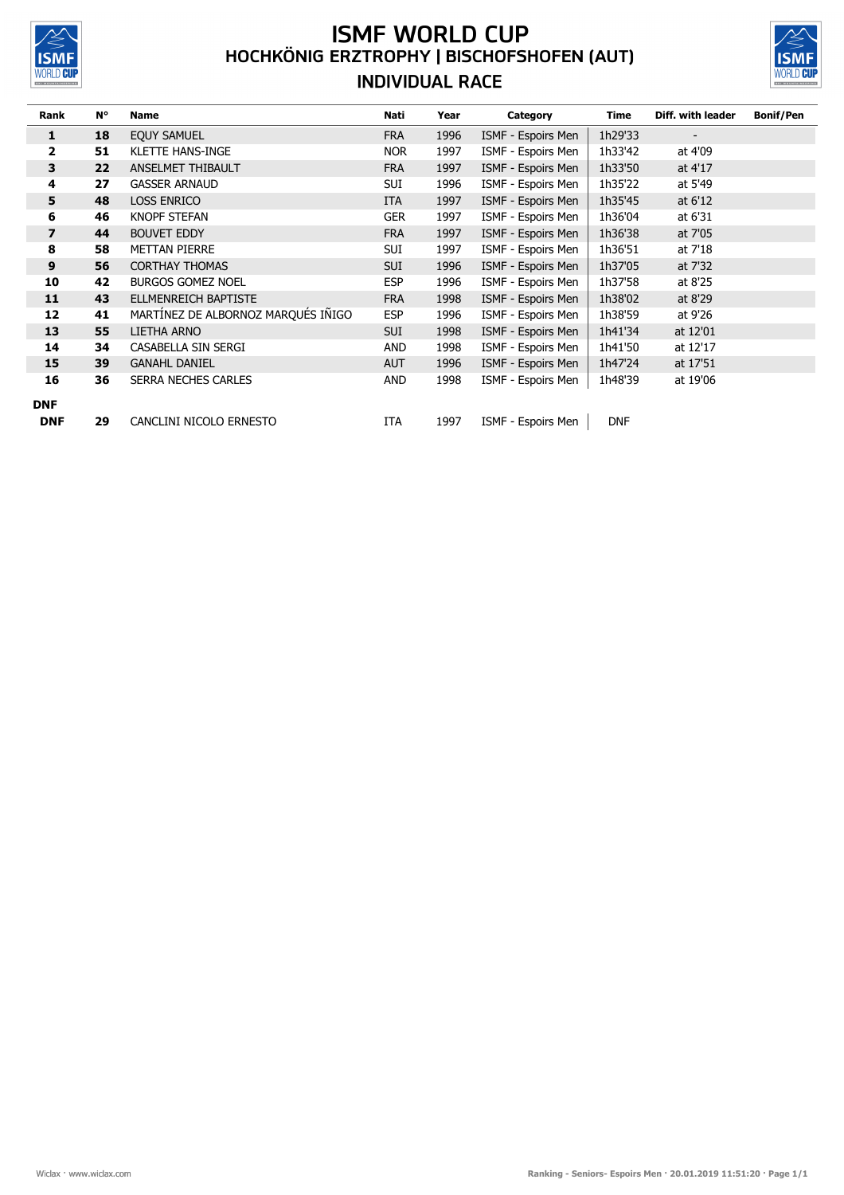# ISMF WORLD CUP

## HOCHKÖNIG ERZTROPHY | BISCHOFSHOFEN (AUT)

## INDIVIDUAL RACE

| Rank | N° | Name | Nati | Year | Category | Time | Diff. with leader | Bonif/Pen |
|---|---|---|---|---|---|---|---|---|
| **1** | **18** | EQUY SAMUEL | FRA | 1996 | ISMF - Espoirs Men | 1h29'33 | - | |
| **2** | **51** | KLETTE HANS-INGE | NOR | 1997 | ISMF - Espoirs Men | 1h33'42 | at 4'09 | |
| **3** | **22** | ANSELMET THIBAULT | FRA | 1997 | ISMF - Espoirs Men | 1h33'50 | at 4'17 | |
| **4** | **27** | GASSER ARNAUD | SUI | 1996 | ISMF - Espoirs Men | 1h35'22 | at 5'49 | |
| **5** | **48** | LOSS ENRICO | ITA | 1997 | ISMF - Espoirs Men | 1h35'45 | at 6'12 | |
| **6** | **46** | KNOPF STEFAN | GER | 1997 | ISMF - Espoirs Men | 1h36'04 | at 6'31 | |
| **7** | **44** | BOUVET EDDY | FRA | 1997 | ISMF - Espoirs Men | 1h36'38 | at 7'05 | |
| **8** | **58** | METTAN PIERRE | SUI | 1997 | ISMF - Espoirs Men | 1h36'51 | at 7'18 | |
| **9** | **56** | CORTHAY THOMAS | SUI | 1996 | ISMF - Espoirs Men | 1h37'05 | at 7'32 | |
| **10** | **42** | BURGOS GOMEZ NOEL | ESP | 1996 | ISMF - Espoirs Men | 1h37'58 | at 8'25 | |
| **11** | **43** | ELLMENREICH BAPTISTE | FRA | 1998 | ISMF - Espoirs Men | 1h38'02 | at 8'29 | |
| **12** | **41** | MARTÍNEZ DE ALBORNOZ MARQUÉS IÑIGO | ESP | 1996 | ISMF - Espoirs Men | 1h38'59 | at 9'26 | |
| **13** | **55** | LIETHA ARNO | SUI | 1998 | ISMF - Espoirs Men | 1h41'34 | at 12'01 | |
| **14** | **34** | CASABELLA SIN SERGI | AND | 1998 | ISMF - Espoirs Men | 1h41'50 | at 12'17 | |
| **15** | **39** | GANAHL DANIEL | AUT | 1996 | ISMF - Espoirs Men | 1h47'24 | at 17'51 | |
| **16** | **36** | SERRA NECHES CARLES | AND | 1998 | ISMF - Espoirs Men | 1h48'39 | at 19'06 | |
| **DNF** | | | | | | | | |
| **DNF** | **29** | CANCLINI NICOLO ERNESTO | ITA | 1997 | ISMF - Espoirs Men | DNF | | |

Wiclax · www.wiclax.com

Ranking - Seniors- Espoirs Men · 20.01.2019 11:51:20